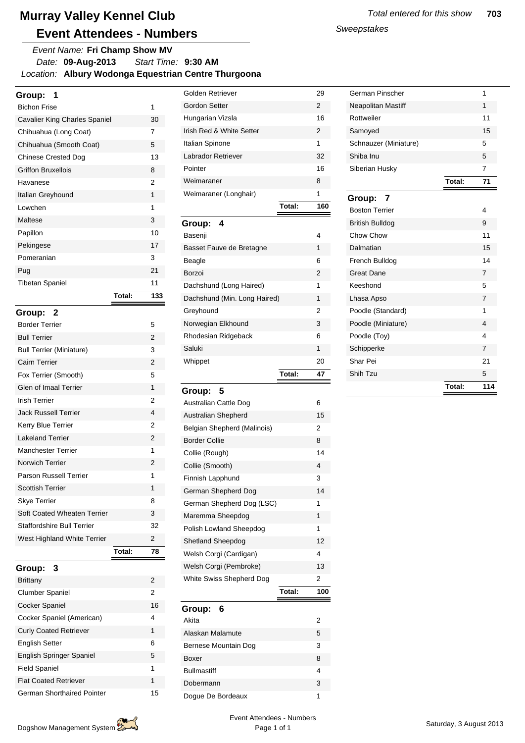# Murray Valley Kennel Club

## Event Attendees - Numbers

Total entered for this show **703**

*Sweepstakes*

*Event Name:* **Fri Champ Show MV**
*Date:* **09-Aug-2013** *Start Time:* **9:30 AM**
*Location:* **Albury Wodonga Equestrian Centre Thurgoona**

### Group: 1

| Breed | Number |
|---|---|
| Bichon Frise | 1 |
| Cavalier King Charles Spaniel | 30 |
| Chihuahua (Long Coat) | 7 |
| Chihuahua (Smooth Coat) | 5 |
| Chinese Crested Dog | 13 |
| Griffon Bruxellois | 8 |
| Havanese | 2 |
| Italian Greyhound | 1 |
| Lowchen | 1 |
| Maltese | 3 |
| Papillon | 10 |
| Pekingese | 17 |
| Pomeranian | 3 |
| Pug | 21 |
| Tibetan Spaniel | 11 |
| **Total:** | **133** |

### Group: 2

| Breed | Number |
|---|---|
| Border Terrier | 5 |
| Bull Terrier | 2 |
| Bull Terrier (Miniature) | 3 |
| Cairn Terrier | 2 |
| Fox Terrier (Smooth) | 5 |
| Glen of Imaal Terrier | 1 |
| Irish Terrier | 2 |
| Jack Russell Terrier | 4 |
| Kerry Blue Terrier | 2 |
| Lakeland Terrier | 2 |
| Manchester Terrier | 1 |
| Norwich Terrier | 2 |
| Parson Russell Terrier | 1 |
| Scottish Terrier | 1 |
| Skye Terrier | 8 |
| Soft Coated Wheaten Terrier | 3 |
| Staffordshire Bull Terrier | 32 |
| West Highland White Terrier | 2 |
| **Total:** | **78** |

### Group: 3

| Breed | Number |
|---|---|
| Brittany | 2 |
| Clumber Spaniel | 2 |
| Cocker Spaniel | 16 |
| Cocker Spaniel (American) | 4 |
| Curly Coated Retriever | 1 |
| English Setter | 6 |
| English Springer Spaniel | 5 |
| Field Spaniel | 1 |
| Flat Coated Retriever | 1 |
| German Shorthaired Pointer | 15 |
| Golden Retriever | 29 |
| Gordon Setter | 2 |
| Hungarian Vizsla | 16 |
| Irish Red & White Setter | 2 |
| Italian Spinone | 1 |
| Labrador Retriever | 32 |
| Pointer | 16 |
| Weimaraner | 8 |
| Weimaraner (Longhair) | 1 |
| **Total:** | **160** |

### Group: 4

| Breed | Number |
|---|---|
| Basenji | 4 |
| Basset Fauve de Bretagne | 1 |
| Beagle | 6 |
| Borzoi | 2 |
| Dachshund (Long Haired) | 1 |
| Dachshund (Min. Long Haired) | 1 |
| Greyhound | 2 |
| Norwegian Elkhound | 3 |
| Rhodesian Ridgeback | 6 |
| Saluki | 1 |
| Whippet | 20 |
| **Total:** | **47** |

### Group: 5

| Breed | Number |
|---|---|
| Australian Cattle Dog | 6 |
| Australian Shepherd | 15 |
| Belgian Shepherd (Malinois) | 2 |
| Border Collie | 8 |
| Collie (Rough) | 14 |
| Collie (Smooth) | 4 |
| Finnish Lapphund | 3 |
| German Shepherd Dog | 14 |
| German Shepherd Dog (LSC) | 1 |
| Maremma Sheepdog | 1 |
| Polish Lowland Sheepdog | 1 |
| Shetland Sheepdog | 12 |
| Welsh Corgi (Cardigan) | 4 |
| Welsh Corgi (Pembroke) | 13 |
| White Swiss Shepherd Dog | 2 |
| **Total:** | **100** |

### Group: 6

| Breed | Number |
|---|---|
| Akita | 2 |
| Alaskan Malamute | 5 |
| Bernese Mountain Dog | 3 |
| Boxer | 8 |
| Bullmastiff | 4 |
| Dobermann | 3 |
| Dogue De Bordeaux | 1 |
| German Pinscher | 1 |
| Neapolitan Mastiff | 1 |
| Rottweiler | 11 |
| Samoyed | 15 |
| Schnauzer (Miniature) | 5 |
| Shiba Inu | 5 |
| Siberian Husky | 7 |
| **Total:** | **71** |

### Group: 7

| Breed | Number |
|---|---|
| Boston Terrier | 4 |
| British Bulldog | 9 |
| Chow Chow | 11 |
| Dalmatian | 15 |
| French Bulldog | 14 |
| Great Dane | 7 |
| Keeshond | 5 |
| Lhasa Apso | 7 |
| Poodle (Standard) | 1 |
| Poodle (Miniature) | 4 |
| Poodle (Toy) | 4 |
| Schipperke | 7 |
| Shar Pei | 21 |
| Shih Tzu | 5 |
| **Total:** | **114** |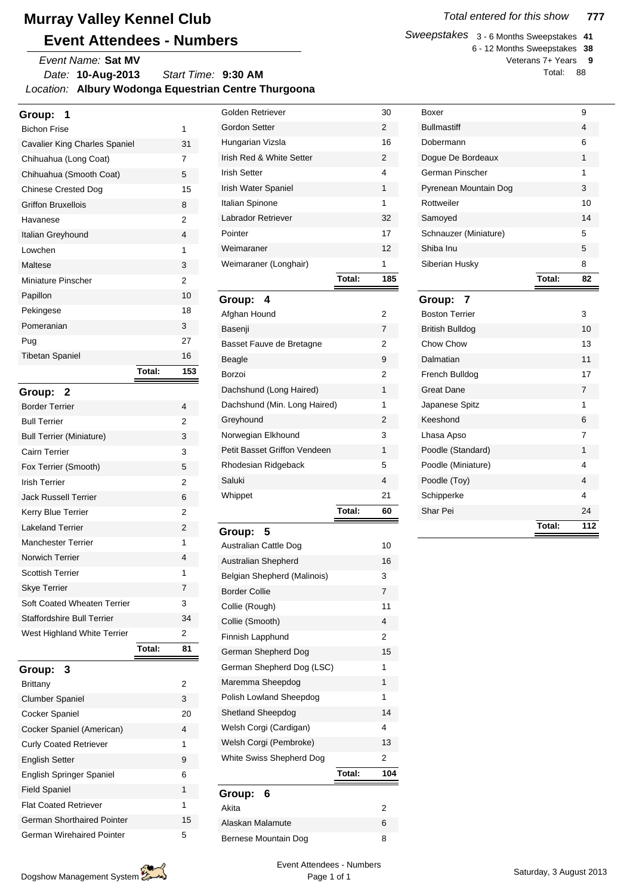# Murray Valley Kennel Club

## Event Attendees - Numbers

*Event Name:* **Sat MV**
*Date:* **10-Aug-2013** *Start Time:* **9:30 AM**
*Location:* **Albury Wodonga Equestrian Centre Thurgoona**

*Total entered for this show* **777**

*Sweepstakes*

| | |
|---|---|
| 3 - 6 Months Sweepstakes | **41** |
| 6 - 12 Months Sweepstakes | **38** |
| Veterans 7+ Years | **9** |
| Total: | 88 |

### Group: 1

| Breed | Number |
|---|---|
| Bichon Frise | 1 |
| Cavalier King Charles Spaniel | 31 |
| Chihuahua (Long Coat) | 7 |
| Chihuahua (Smooth Coat) | 5 |
| Chinese Crested Dog | 15 |
| Griffon Bruxellois | 8 |
| Havanese | 2 |
| Italian Greyhound | 4 |
| Lowchen | 1 |
| Maltese | 3 |
| Miniature Pinscher | 2 |
| Papillon | 10 |
| Pekingese | 18 |
| Pomeranian | 3 |
| Pug | 27 |
| Tibetan Spaniel | 16 |
| **Total:** | **153** |

### Group: 2

| Breed | Number |
|---|---|
| Border Terrier | 4 |
| Bull Terrier | 2 |
| Bull Terrier (Miniature) | 3 |
| Cairn Terrier | 3 |
| Fox Terrier (Smooth) | 5 |
| Irish Terrier | 2 |
| Jack Russell Terrier | 6 |
| Kerry Blue Terrier | 2 |
| Lakeland Terrier | 2 |
| Manchester Terrier | 1 |
| Norwich Terrier | 4 |
| Scottish Terrier | 1 |
| Skye Terrier | 7 |
| Soft Coated Wheaten Terrier | 3 |
| Staffordshire Bull Terrier | 34 |
| West Highland White Terrier | 2 |
| **Total:** | **81** |

### Group: 3

| Breed | Number |
|---|---|
| Brittany | 2 |
| Clumber Spaniel | 3 |
| Cocker Spaniel | 20 |
| Cocker Spaniel (American) | 4 |
| Curly Coated Retriever | 1 |
| English Setter | 9 |
| English Springer Spaniel | 6 |
| Field Spaniel | 1 |
| Flat Coated Retriever | 1 |
| German Shorthaired Pointer | 15 |
| German Wirehaired Pointer | 5 |
| Golden Retriever | 30 |
| Gordon Setter | 2 |
| Hungarian Vizsla | 16 |
| Irish Red & White Setter | 2 |
| Irish Setter | 4 |
| Irish Water Spaniel | 1 |
| Italian Spinone | 1 |
| Labrador Retriever | 32 |
| Pointer | 17 |
| Weimaraner | 12 |
| Weimaraner (Longhair) | 1 |
| **Total:** | **185** |

### Group: 4

| Breed | Number |
|---|---|
| Afghan Hound | 2 |
| Basenji | 7 |
| Basset Fauve de Bretagne | 2 |
| Beagle | 9 |
| Borzoi | 2 |
| Dachshund (Long Haired) | 1 |
| Dachshund (Min. Long Haired) | 1 |
| Greyhound | 2 |
| Norwegian Elkhound | 3 |
| Petit Basset Griffon Vendeen | 1 |
| Rhodesian Ridgeback | 5 |
| Saluki | 4 |
| Whippet | 21 |
| **Total:** | **60** |

### Group: 5

| Breed | Number |
|---|---|
| Australian Cattle Dog | 10 |
| Australian Shepherd | 16 |
| Belgian Shepherd (Malinois) | 3 |
| Border Collie | 7 |
| Collie (Rough) | 11 |
| Collie (Smooth) | 4 |
| Finnish Lapphund | 2 |
| German Shepherd Dog | 15 |
| German Shepherd Dog (LSC) | 1 |
| Maremma Sheepdog | 1 |
| Polish Lowland Sheepdog | 1 |
| Shetland Sheepdog | 14 |
| Welsh Corgi (Cardigan) | 4 |
| Welsh Corgi (Pembroke) | 13 |
| White Swiss Shepherd Dog | 2 |
| **Total:** | **104** |

### Group: 6

| Breed | Number |
|---|---|
| Akita | 2 |
| Alaskan Malamute | 6 |
| Bernese Mountain Dog | 8 |
| Boxer | 9 |
| Bullmastiff | 4 |
| Dobermann | 6 |
| Dogue De Bordeaux | 1 |
| German Pinscher | 1 |
| Pyrenean Mountain Dog | 3 |
| Rottweiler | 10 |
| Samoyed | 14 |
| Schnauzer (Miniature) | 5 |
| Shiba Inu | 5 |
| Siberian Husky | 8 |
| **Total:** | **82** |

### Group: 7

| Breed | Number |
|---|---|
| Boston Terrier | 3 |
| British Bulldog | 10 |
| Chow Chow | 13 |
| Dalmatian | 11 |
| French Bulldog | 17 |
| Great Dane | 7 |
| Japanese Spitz | 1 |
| Keeshond | 6 |
| Lhasa Apso | 7 |
| Poodle (Standard) | 1 |
| Poodle (Miniature) | 4 |
| Poodle (Toy) | 4 |
| Schipperke | 4 |
| Shar Pei | 24 |
| **Total:** | **112** |

Dogshow Management System

Event Attendees - Numbers

Saturday, 3 August 2013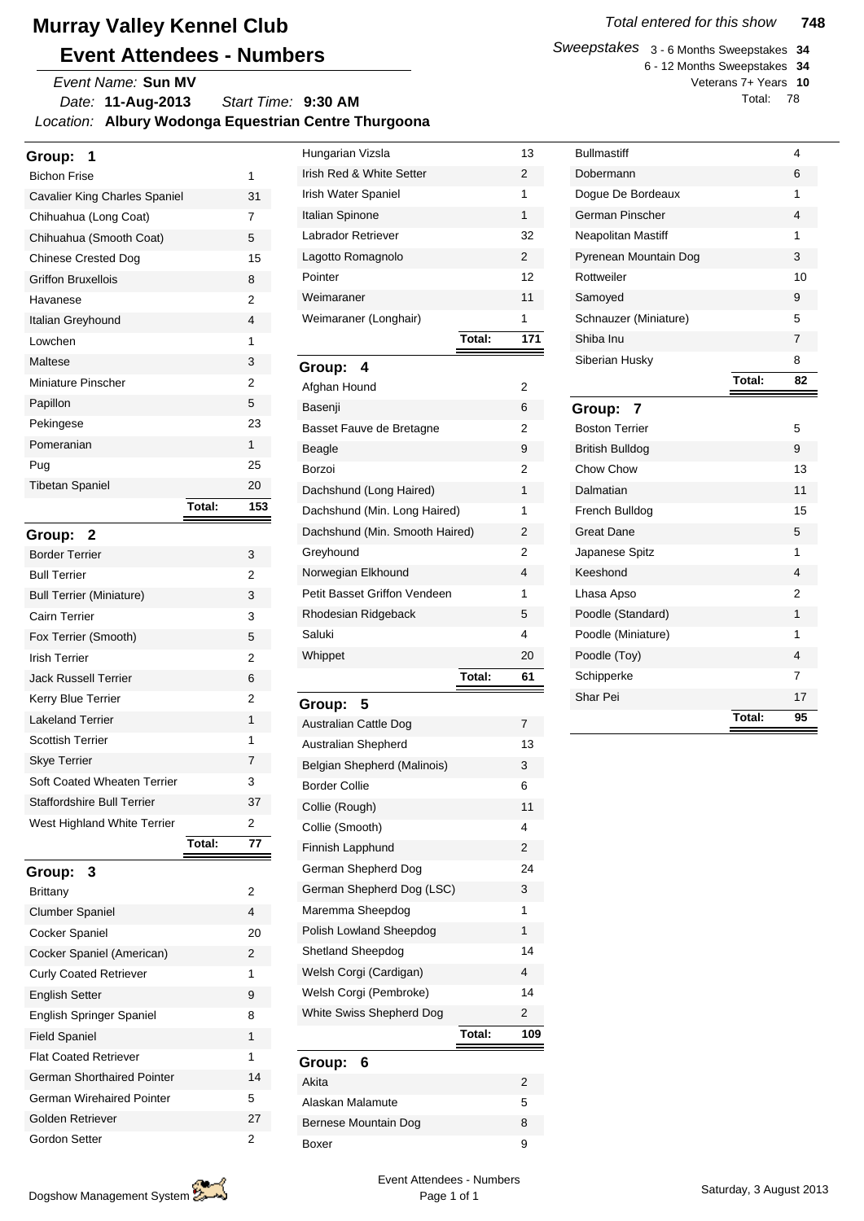# Murray Valley Kennel Club

## Event Attendees - Numbers

*Event Name:* **Sun MV**
*Date:* **11-Aug-2013** *Start Time:* **9:30 AM**
*Location:* **Albury Wodonga Equestrian Centre Thurgoona**

*Total entered for this show* **748**

*Sweepstakes*

| | |
|---|---|
| 3 - 6 Months Sweepstakes | **34** |
| 6 - 12 Months Sweepstakes | **34** |
| Veterans 7+ Years | **10** |
| Total: | 78 |

### Group: 1

| Breed | Number |
|---|---|
| Bichon Frise | 1 |
| Cavalier King Charles Spaniel | 31 |
| Chihuahua (Long Coat) | 7 |
| Chihuahua (Smooth Coat) | 5 |
| Chinese Crested Dog | 15 |
| Griffon Bruxellois | 8 |
| Havanese | 2 |
| Italian Greyhound | 4 |
| Lowchen | 1 |
| Maltese | 3 |
| Miniature Pinscher | 2 |
| Papillon | 5 |
| Pekingese | 23 |
| Pomeranian | 1 |
| Pug | 25 |
| Tibetan Spaniel | 20 |
| **Total:** | **153** |

### Group: 2

| Breed | Number |
|---|---|
| Border Terrier | 3 |
| Bull Terrier | 2 |
| Bull Terrier (Miniature) | 3 |
| Cairn Terrier | 3 |
| Fox Terrier (Smooth) | 5 |
| Irish Terrier | 2 |
| Jack Russell Terrier | 6 |
| Kerry Blue Terrier | 2 |
| Lakeland Terrier | 1 |
| Scottish Terrier | 1 |
| Skye Terrier | 7 |
| Soft Coated Wheaten Terrier | 3 |
| Staffordshire Bull Terrier | 37 |
| West Highland White Terrier | 2 |
| **Total:** | **77** |

### Group: 3

| Breed | Number |
|---|---|
| Brittany | 2 |
| Clumber Spaniel | 4 |
| Cocker Spaniel | 20 |
| Cocker Spaniel (American) | 2 |
| Curly Coated Retriever | 1 |
| English Setter | 9 |
| English Springer Spaniel | 8 |
| Field Spaniel | 1 |
| Flat Coated Retriever | 1 |
| German Shorthaired Pointer | 14 |
| German Wirehaired Pointer | 5 |
| Golden Retriever | 27 |
| Gordon Setter | 2 |
| Hungarian Vizsla | 13 |
| Irish Red & White Setter | 2 |
| Irish Water Spaniel | 1 |
| Italian Spinone | 1 |
| Labrador Retriever | 32 |
| Lagotto Romagnolo | 2 |
| Pointer | 12 |
| Weimaraner | 11 |
| Weimaraner (Longhair) | 1 |
| **Total:** | **171** |

### Group: 4

| Breed | Number |
|---|---|
| Afghan Hound | 2 |
| Basenji | 6 |
| Basset Fauve de Bretagne | 2 |
| Beagle | 9 |
| Borzoi | 2 |
| Dachshund (Long Haired) | 1 |
| Dachshund (Min. Long Haired) | 1 |
| Dachshund (Min. Smooth Haired) | 2 |
| Greyhound | 2 |
| Norwegian Elkhound | 4 |
| Petit Basset Griffon Vendeen | 1 |
| Rhodesian Ridgeback | 5 |
| Saluki | 4 |
| Whippet | 20 |
| **Total:** | **61** |

### Group: 5

| Breed | Number |
|---|---|
| Australian Cattle Dog | 7 |
| Australian Shepherd | 13 |
| Belgian Shepherd (Malinois) | 3 |
| Border Collie | 6 |
| Collie (Rough) | 11 |
| Collie (Smooth) | 4 |
| Finnish Lapphund | 2 |
| German Shepherd Dog | 24 |
| German Shepherd Dog (LSC) | 3 |
| Maremma Sheepdog | 1 |
| Polish Lowland Sheepdog | 1 |
| Shetland Sheepdog | 14 |
| Welsh Corgi (Cardigan) | 4 |
| Welsh Corgi (Pembroke) | 14 |
| White Swiss Shepherd Dog | 2 |
| **Total:** | **109** |

### Group: 6

| Breed | Number |
|---|---|
| Akita | 2 |
| Alaskan Malamute | 5 |
| Bernese Mountain Dog | 8 |
| Boxer | 9 |
| Bullmastiff | 4 |
| Dobermann | 6 |
| Dogue De Bordeaux | 1 |
| German Pinscher | 4 |
| Neapolitan Mastiff | 1 |
| Pyrenean Mountain Dog | 3 |
| Rottweiler | 10 |
| Samoyed | 9 |
| Schnauzer (Miniature) | 5 |
| Shiba Inu | 7 |
| Siberian Husky | 8 |
| **Total:** | **82** |

### Group: 7

| Breed | Number |
|---|---|
| Boston Terrier | 5 |
| British Bulldog | 9 |
| Chow Chow | 13 |
| Dalmatian | 11 |
| French Bulldog | 15 |
| Great Dane | 5 |
| Japanese Spitz | 1 |
| Keeshond | 4 |
| Lhasa Apso | 2 |
| Poodle (Standard) | 1 |
| Poodle (Miniature) | 1 |
| Poodle (Toy) | 4 |
| Schipperke | 7 |
| Shar Pei | 17 |
| **Total:** | **95** |

Dogshow Management System

Event Attendees - Numbers

Saturday, 3 August 2013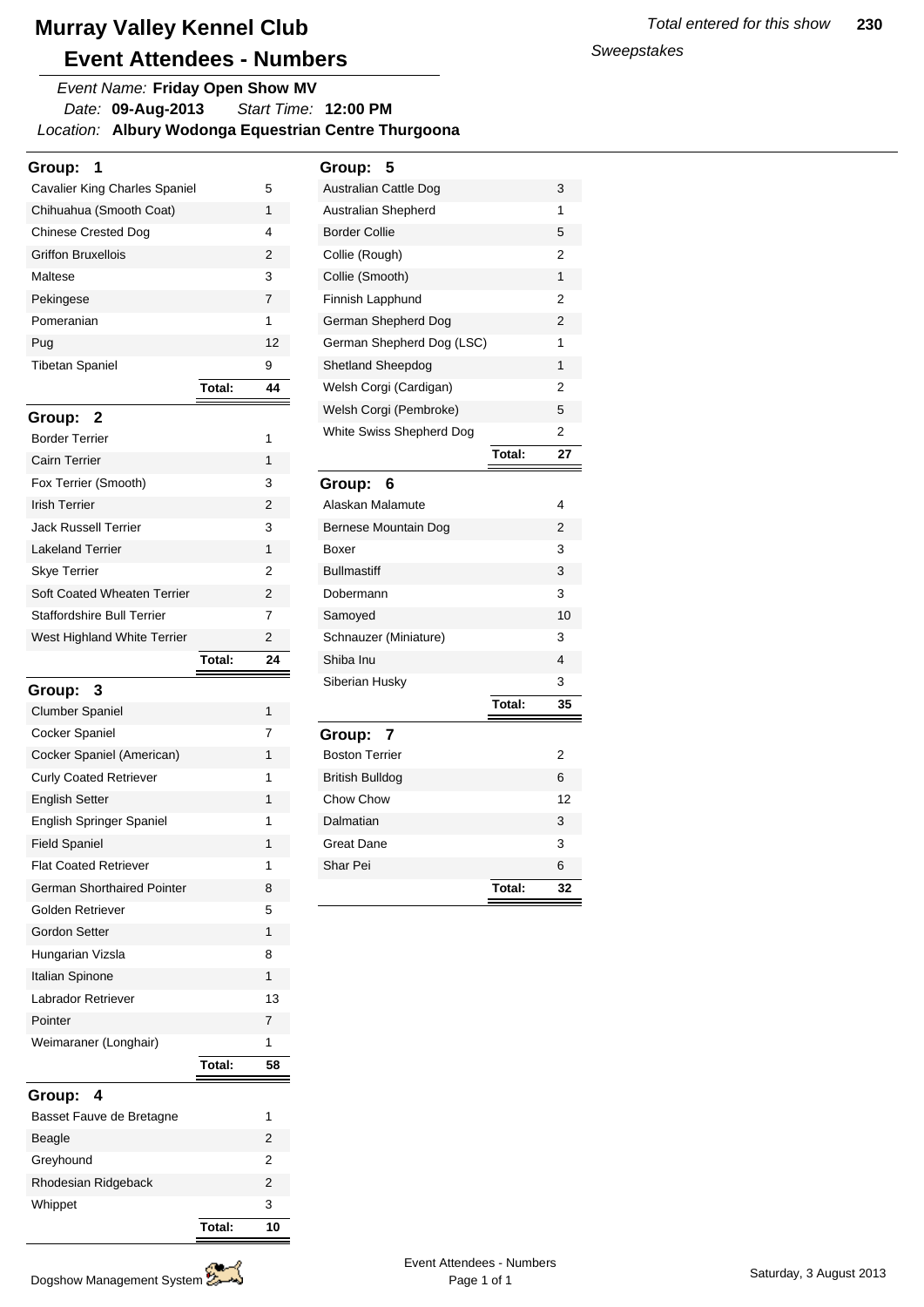# Murray Valley Kennel Club

## Event Attendees - Numbers

Total entered for this show **230**

*Sweepstakes*

*Event Name:* **Friday Open Show MV**
*Date:* **09-Aug-2013** *Start Time:* **12:00 PM**
*Location:* **Albury Wodonga Equestrian Centre Thurgoona**

### Group: 1

| | | |
|---|---|---|
| Cavalier King Charles Spaniel | | 5 |
| Chihuahua (Smooth Coat) | | 1 |
| Chinese Crested Dog | | 4 |
| Griffon Bruxellois | | 2 |
| Maltese | | 3 |
| Pekingese | | 7 |
| Pomeranian | | 1 |
| Pug | | 12 |
| Tibetan Spaniel | | 9 |
| | **Total:** | **44** |

### Group: 2

| | | |
|---|---|---|
| Border Terrier | | 1 |
| Cairn Terrier | | 1 |
| Fox Terrier (Smooth) | | 3 |
| Irish Terrier | | 2 |
| Jack Russell Terrier | | 3 |
| Lakeland Terrier | | 1 |
| Skye Terrier | | 2 |
| Soft Coated Wheaten Terrier | | 2 |
| Staffordshire Bull Terrier | | 7 |
| West Highland White Terrier | | 2 |
| | **Total:** | **24** |

### Group: 3

| | | |
|---|---|---|
| Clumber Spaniel | | 1 |
| Cocker Spaniel | | 7 |
| Cocker Spaniel (American) | | 1 |
| Curly Coated Retriever | | 1 |
| English Setter | | 1 |
| English Springer Spaniel | | 1 |
| Field Spaniel | | 1 |
| Flat Coated Retriever | | 1 |
| German Shorthaired Pointer | | 8 |
| Golden Retriever | | 5 |
| Gordon Setter | | 1 |
| Hungarian Vizsla | | 8 |
| Italian Spinone | | 1 |
| Labrador Retriever | | 13 |
| Pointer | | 7 |
| Weimaraner (Longhair) | | 1 |
| | **Total:** | **58** |

### Group: 4

| | | |
|---|---|---|
| Basset Fauve de Bretagne | | 1 |
| Beagle | | 2 |
| Greyhound | | 2 |
| Rhodesian Ridgeback | | 2 |
| Whippet | | 3 |
| | **Total:** | **10** |

### Group: 5

| | | |
|---|---|---|
| Australian Cattle Dog | | 3 |
| Australian Shepherd | | 1 |
| Border Collie | | 5 |
| Collie (Rough) | | 2 |
| Collie (Smooth) | | 1 |
| Finnish Lapphund | | 2 |
| German Shepherd Dog | | 2 |
| German Shepherd Dog (LSC) | | 1 |
| Shetland Sheepdog | | 1 |
| Welsh Corgi (Cardigan) | | 2 |
| Welsh Corgi (Pembroke) | | 5 |
| White Swiss Shepherd Dog | | 2 |
| | **Total:** | **27** |

### Group: 6

| | | |
|---|---|---|
| Alaskan Malamute | | 4 |
| Bernese Mountain Dog | | 2 |
| Boxer | | 3 |
| Bullmastiff | | 3 |
| Dobermann | | 3 |
| Samoyed | | 10 |
| Schnauzer (Miniature) | | 3 |
| Shiba Inu | | 4 |
| Siberian Husky | | 3 |
| | **Total:** | **35** |

### Group: 7

| | | |
|---|---|---|
| Boston Terrier | | 2 |
| British Bulldog | | 6 |
| Chow Chow | | 12 |
| Dalmatian | | 3 |
| Great Dane | | 3 |
| Shar Pei | | 6 |
| | **Total:** | **32** |

Dogshow Management System

Saturday, 3 August 2013